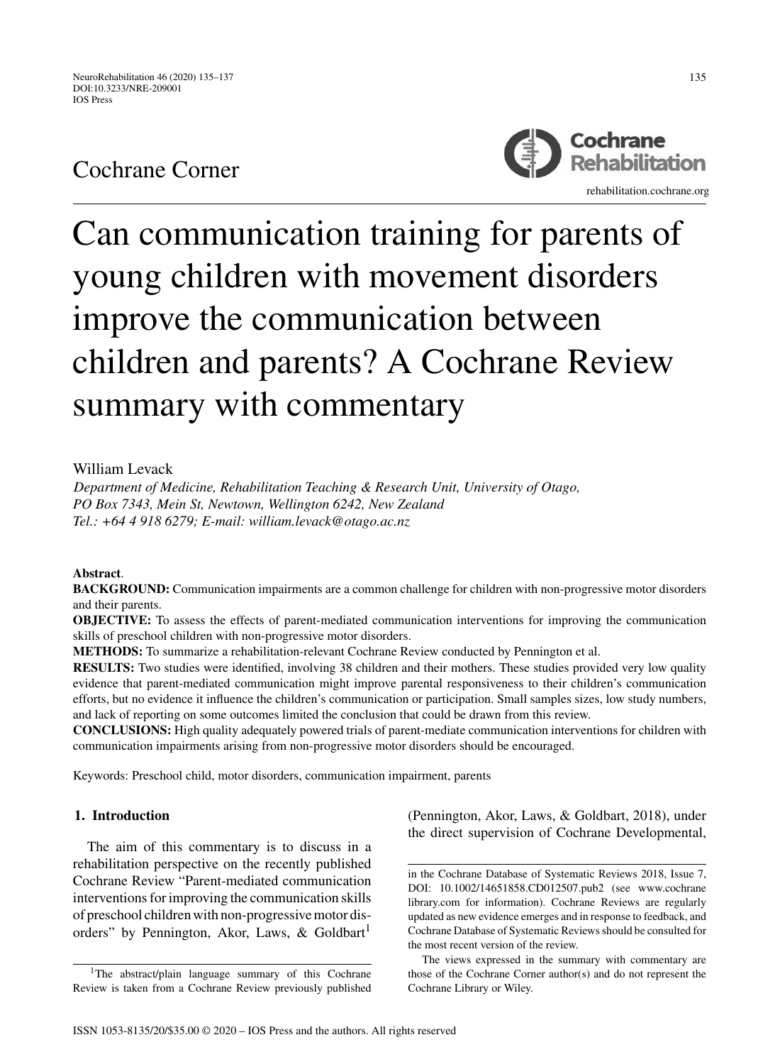Cochrane Corner

# Can communication training for parents of young children with movement disorders improve the communication between children and parents? A Cochrane Review summary with commentary

William Levack

*Department of Medicine, Rehabilitation Teaching & Research Unit, University of Otago, PO Box 7343, Mein St, Newtown, Wellington 6242, New Zealand*
*Tel.: +64 4 918 6279; E-mail: william.levack@otago.ac.nz*

**Abstract**.

**BACKGROUND:** Communication impairments are a common challenge for children with non-progressive motor disorders and their parents.

**OBJECTIVE:** To assess the effects of parent-mediated communication interventions for improving the communication skills of preschool children with non-progressive motor disorders.

**METHODS:** To summarize a rehabilitation-relevant Cochrane Review conducted by Pennington et al.

**RESULTS:** Two studies were identified, involving 38 children and their mothers. These studies provided very low quality evidence that parent-mediated communication might improve parental responsiveness to their children's communication efforts, but no evidence it influence the children's communication or participation. Small samples sizes, low study numbers, and lack of reporting on some outcomes limited the conclusion that could be drawn from this review.

**CONCLUSIONS:** High quality adequately powered trials of parent-mediate communication interventions for children with communication impairments arising from non-progressive motor disorders should be encouraged.

Keywords: Preschool child, motor disorders, communication impairment, parents

## 1. Introduction

The aim of this commentary is to discuss in a rehabilitation perspective on the recently published Cochrane Review "Parent-mediated communication interventions for improving the communication skills of preschool children with non-progressive motor disorders" by Pennington, Akor, Laws, & Goldbart[1] (Pennington, Akor, Laws, & Goldbart, 2018), under the direct supervision of Cochrane Developmental,

[1]The abstract/plain language summary of this Cochrane Review is taken from a Cochrane Review previously published in the Cochrane Database of Systematic Reviews 2018, Issue 7, DOI: 10.1002/14651858.CD012507.pub2 (see www.cochranelibrary.com for information). Cochrane Reviews are regularly updated as new evidence emerges and in response to feedback, and Cochrane Database of Systematic Reviews should be consulted for the most recent version of the review.

The views expressed in the summary with commentary are those of the Cochrane Corner author(s) and do not represent the Cochrane Library or Wiley.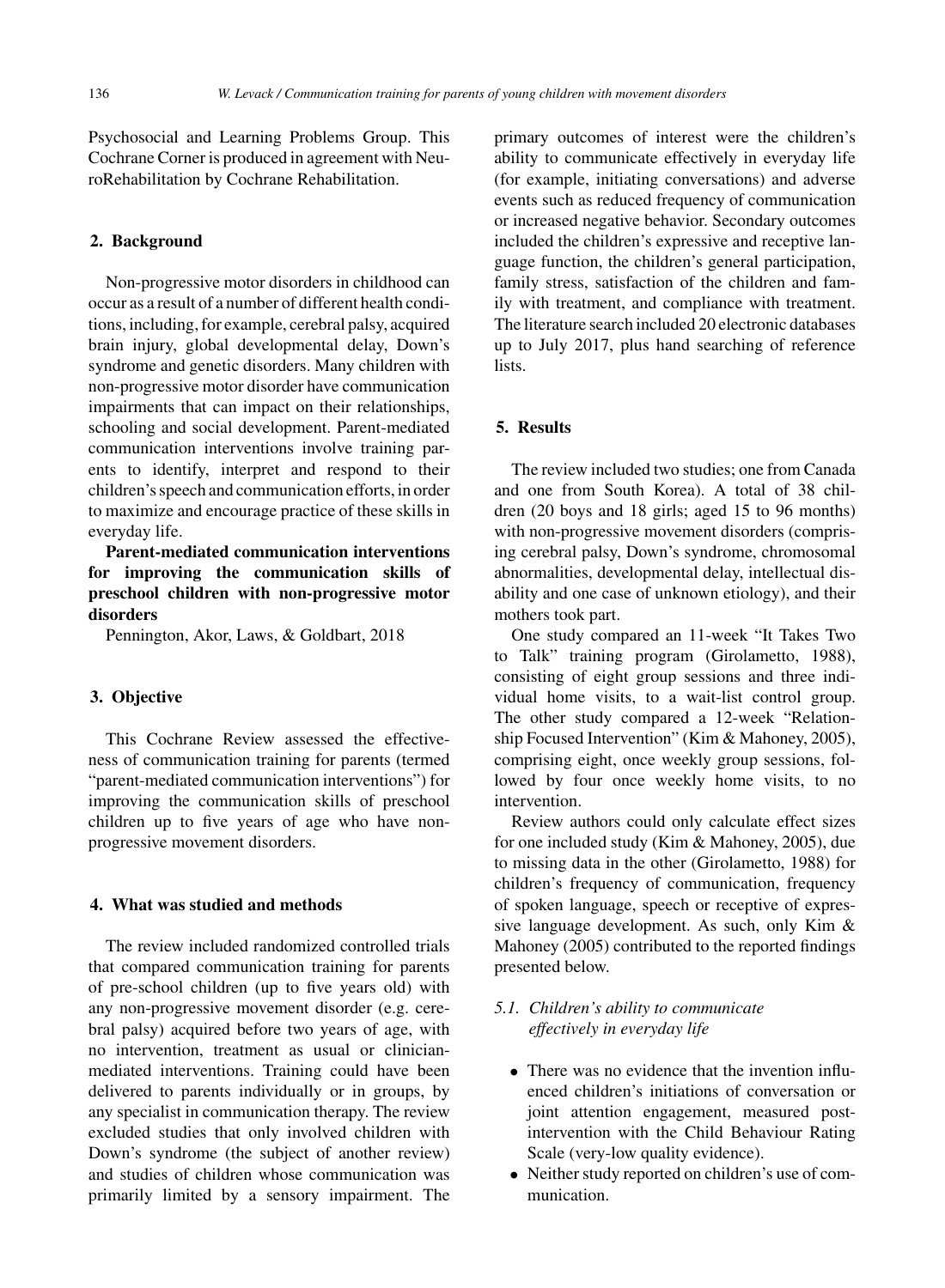Psychosocial and Learning Problems Group. This Cochrane Corner is produced in agreement with NeuroRehabilitation by Cochrane Rehabilitation.

## 2. Background

Non-progressive motor disorders in childhood can occur as a result of a number of different health conditions, including, for example, cerebral palsy, acquired brain injury, global developmental delay, Down's syndrome and genetic disorders. Many children with non-progressive motor disorder have communication impairments that can impact on their relationships, schooling and social development. Parent-mediated communication interventions involve training parents to identify, interpret and respond to their children's speech and communication efforts, in order to maximize and encourage practice of these skills in everyday life.

**Parent-mediated communication interventions for improving the communication skills of preschool children with non-progressive motor disorders**

Pennington, Akor, Laws, & Goldbart, 2018

## 3. Objective

This Cochrane Review assessed the effectiveness of communication training for parents (termed "parent-mediated communication interventions") for improving the communication skills of preschool children up to five years of age who have non-progressive movement disorders.

## 4. What was studied and methods

The review included randomized controlled trials that compared communication training for parents of pre-school children (up to five years old) with any non-progressive movement disorder (e.g. cerebral palsy) acquired before two years of age, with no intervention, treatment as usual or clinician-mediated interventions. Training could have been delivered to parents individually or in groups, by any specialist in communication therapy. The review excluded studies that only involved children with Down's syndrome (the subject of another review) and studies of children whose communication was primarily limited by a sensory impairment. The primary outcomes of interest were the children's ability to communicate effectively in everyday life (for example, initiating conversations) and adverse events such as reduced frequency of communication or increased negative behavior. Secondary outcomes included the children's expressive and receptive language function, the children's general participation, family stress, satisfaction of the children and family with treatment, and compliance with treatment. The literature search included 20 electronic databases up to July 2017, plus hand searching of reference lists.

## 5. Results

The review included two studies; one from Canada and one from South Korea). A total of 38 children (20 boys and 18 girls; aged 15 to 96 months) with non-progressive movement disorders (comprising cerebral palsy, Down's syndrome, chromosomal abnormalities, developmental delay, intellectual disability and one case of unknown etiology), and their mothers took part.

One study compared an 11-week "It Takes Two to Talk" training program (Girolametto, 1988), consisting of eight group sessions and three individual home visits, to a wait-list control group. The other study compared a 12-week "Relationship Focused Intervention" (Kim & Mahoney, 2005), comprising eight, once weekly group sessions, followed by four once weekly home visits, to no intervention.

Review authors could only calculate effect sizes for one included study (Kim & Mahoney, 2005), due to missing data in the other (Girolametto, 1988) for children's frequency of communication, frequency of spoken language, speech or receptive of expressive language development. As such, only Kim & Mahoney (2005) contributed to the reported findings presented below.

### *5.1. Children's ability to communicate effectively in everyday life*

- There was no evidence that the invention influenced children's initiations of conversation or joint attention engagement, measured post-intervention with the Child Behaviour Rating Scale (very-low quality evidence).
- Neither study reported on children's use of communication.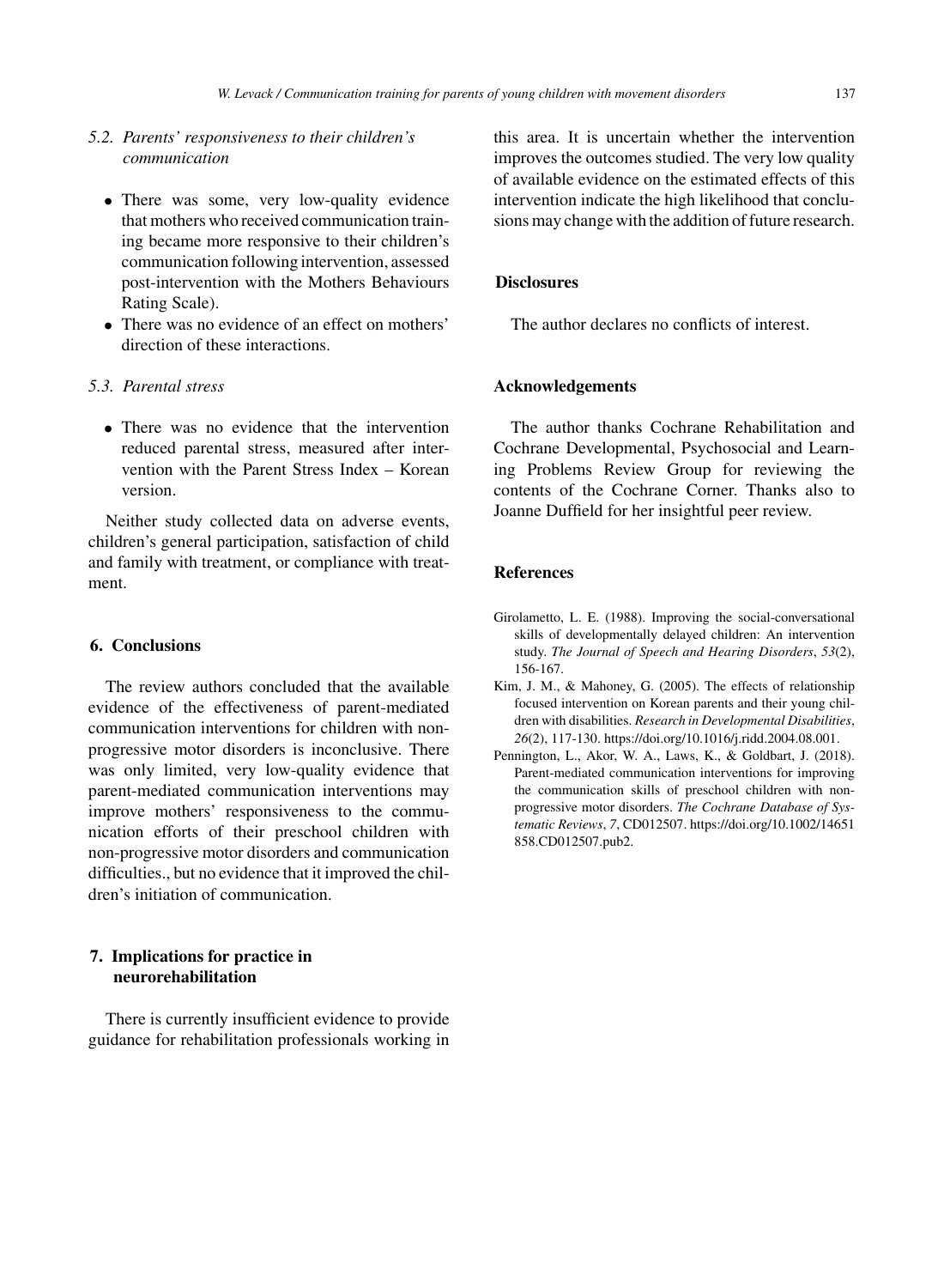### 5.2. Parents' responsiveness to their children's communication

- There was some, very low-quality evidence that mothers who received communication training became more responsive to their children's communication following intervention, assessed post-intervention with the Mothers Behaviours Rating Scale).
- There was no evidence of an effect on mothers' direction of these interactions.

### 5.3. Parental stress

- There was no evidence that the intervention reduced parental stress, measured after intervention with the Parent Stress Index – Korean version.

Neither study collected data on adverse events, children's general participation, satisfaction of child and family with treatment, or compliance with treatment.

## 6. Conclusions

The review authors concluded that the available evidence of the effectiveness of parent-mediated communication interventions for children with non-progressive motor disorders is inconclusive. There was only limited, very low-quality evidence that parent-mediated communication interventions may improve mothers' responsiveness to the communication efforts of their preschool children with non-progressive motor disorders and communication difficulties., but no evidence that it improved the children's initiation of communication.

## 7. Implications for practice in neurorehabilitation

There is currently insufficient evidence to provide guidance for rehabilitation professionals working in this area. It is uncertain whether the intervention improves the outcomes studied. The very low quality of available evidence on the estimated effects of this intervention indicate the high likelihood that conclusions may change with the addition of future research.

## Disclosures

The author declares no conflicts of interest.

## Acknowledgements

The author thanks Cochrane Rehabilitation and Cochrane Developmental, Psychosocial and Learning Problems Review Group for reviewing the contents of the Cochrane Corner. Thanks also to Joanne Duffield for her insightful peer review.

## References

Girolametto, L. E. (1988). Improving the social-conversational skills of developmentally delayed children: An intervention study. *The Journal of Speech and Hearing Disorders*, *53*(2), 156-167.

Kim, J. M., & Mahoney, G. (2005). The effects of relationship focused intervention on Korean parents and their young children with disabilities. *Research in Developmental Disabilities*, *26*(2), 117-130. https://doi.org/10.1016/j.ridd.2004.08.001.

Pennington, L., Akor, W. A., Laws, K., & Goldbart, J. (2018). Parent-mediated communication interventions for improving the communication skills of preschool children with non-progressive motor disorders. *The Cochrane Database of Systematic Reviews*, *7*, CD012507. https://doi.org/10.1002/14651858.CD012507.pub2.